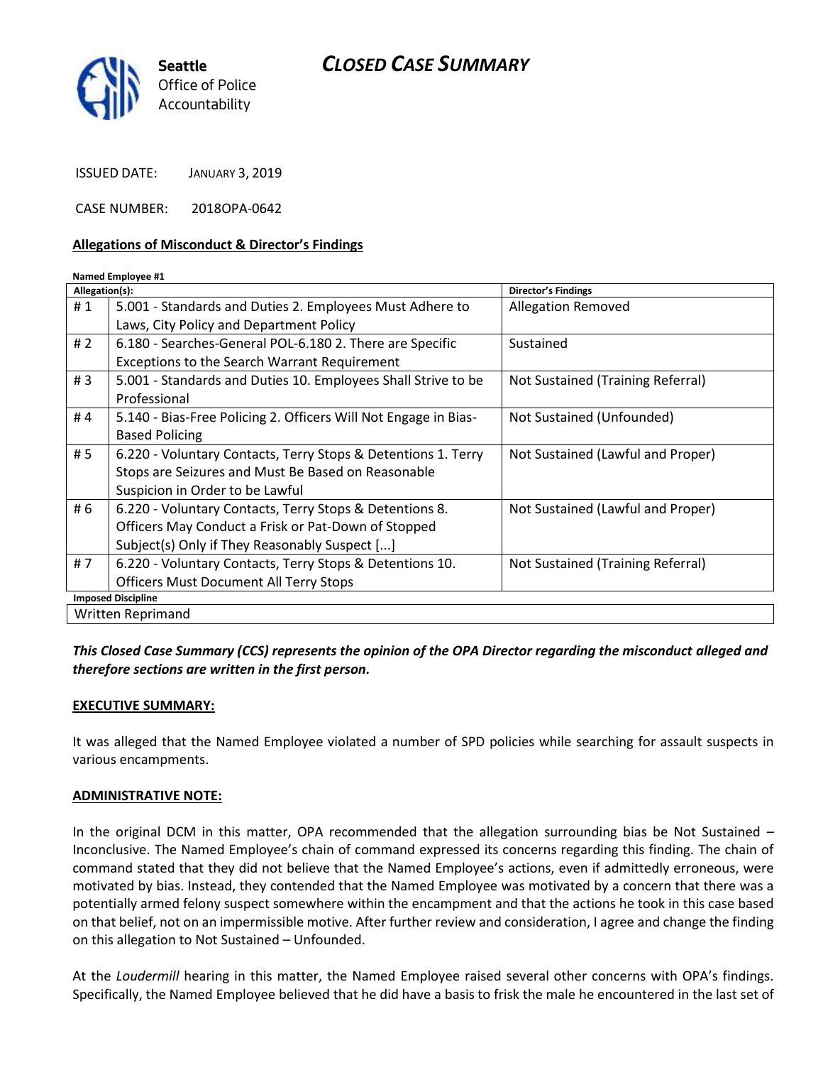# CLOSED CASE SUMMARY

**Seattle**
Office of Police Accountability

ISSUED DATE: JANUARY 3, 2019

CASE NUMBER: 2018OPA-0642

## Allegations of Misconduct & Director's Findings

**Named Employee #1**

| Allegation(s): | | Director's Findings |
|---|---|---|
| # 1 | 5.001 - Standards and Duties 2. Employees Must Adhere to Laws, City Policy and Department Policy | Allegation Removed |
| # 2 | 6.180 - Searches-General POL-6.180 2. There are Specific Exceptions to the Search Warrant Requirement | Sustained |
| # 3 | 5.001 - Standards and Duties 10. Employees Shall Strive to be Professional | Not Sustained (Training Referral) |
| # 4 | 5.140 - Bias-Free Policing 2. Officers Will Not Engage in Bias-Based Policing | Not Sustained (Unfounded) |
| # 5 | 6.220 - Voluntary Contacts, Terry Stops & Detentions 1. Terry Stops are Seizures and Must Be Based on Reasonable Suspicion in Order to be Lawful | Not Sustained (Lawful and Proper) |
| # 6 | 6.220 - Voluntary Contacts, Terry Stops & Detentions 8. Officers May Conduct a Frisk or Pat-Down of Stopped Subject(s) Only if They Reasonably Suspect [...] | Not Sustained (Lawful and Proper) |
| # 7 | 6.220 - Voluntary Contacts, Terry Stops & Detentions 10. Officers Must Document All Terry Stops | Not Sustained (Training Referral) |

**Imposed Discipline**

Written Reprimand

***This Closed Case Summary (CCS) represents the opinion of the OPA Director regarding the misconduct alleged and therefore sections are written in the first person.***

**EXECUTIVE SUMMARY:**

It was alleged that the Named Employee violated a number of SPD policies while searching for assault suspects in various encampments.

**ADMINISTRATIVE NOTE:**

In the original DCM in this matter, OPA recommended that the allegation surrounding bias be Not Sustained – Inconclusive. The Named Employee's chain of command expressed its concerns regarding this finding. The chain of command stated that they did not believe that the Named Employee's actions, even if admittedly erroneous, were motivated by bias. Instead, they contended that the Named Employee was motivated by a concern that there was a potentially armed felony suspect somewhere within the encampment and that the actions he took in this case based on that belief, not on an impermissible motive. After further review and consideration, I agree and change the finding on this allegation to Not Sustained – Unfounded.

At the *Loudermill* hearing in this matter, the Named Employee raised several other concerns with OPA's findings. Specifically, the Named Employee believed that he did have a basis to frisk the male he encountered in the last set of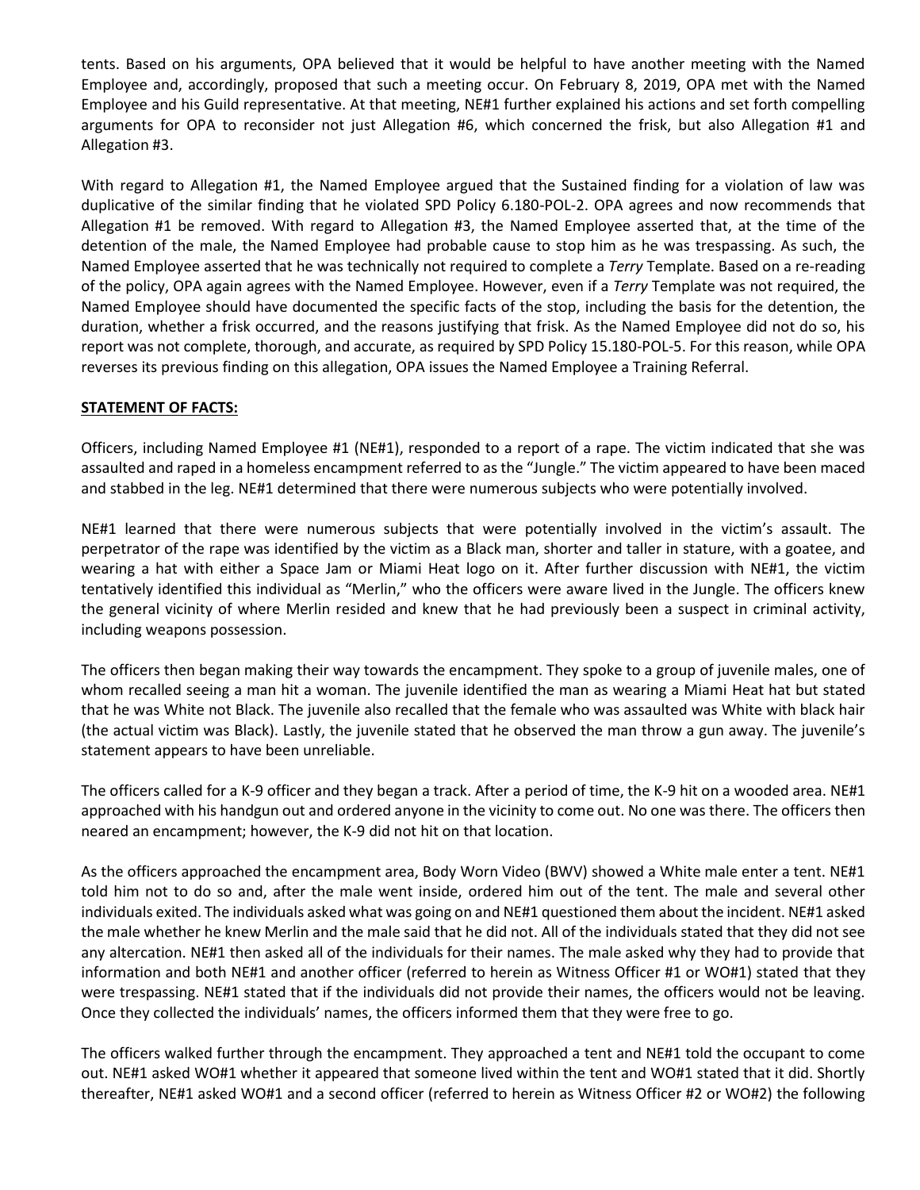tents. Based on his arguments, OPA believed that it would be helpful to have another meeting with the Named Employee and, accordingly, proposed that such a meeting occur. On February 8, 2019, OPA met with the Named Employee and his Guild representative. At that meeting, NE#1 further explained his actions and set forth compelling arguments for OPA to reconsider not just Allegation #6, which concerned the frisk, but also Allegation #1 and Allegation #3.

With regard to Allegation #1, the Named Employee argued that the Sustained finding for a violation of law was duplicative of the similar finding that he violated SPD Policy 6.180-POL-2. OPA agrees and now recommends that Allegation #1 be removed. With regard to Allegation #3, the Named Employee asserted that, at the time of the detention of the male, the Named Employee had probable cause to stop him as he was trespassing. As such, the Named Employee asserted that he was technically not required to complete a *Terry* Template. Based on a re-reading of the policy, OPA again agrees with the Named Employee. However, even if a *Terry* Template was not required, the Named Employee should have documented the specific facts of the stop, including the basis for the detention, the duration, whether a frisk occurred, and the reasons justifying that frisk. As the Named Employee did not do so, his report was not complete, thorough, and accurate, as required by SPD Policy 15.180-POL-5. For this reason, while OPA reverses its previous finding on this allegation, OPA issues the Named Employee a Training Referral.

**STATEMENT OF FACTS:**

Officers, including Named Employee #1 (NE#1), responded to a report of a rape. The victim indicated that she was assaulted and raped in a homeless encampment referred to as the "Jungle." The victim appeared to have been maced and stabbed in the leg. NE#1 determined that there were numerous subjects who were potentially involved.

NE#1 learned that there were numerous subjects that were potentially involved in the victim's assault. The perpetrator of the rape was identified by the victim as a Black man, shorter and taller in stature, with a goatee, and wearing a hat with either a Space Jam or Miami Heat logo on it. After further discussion with NE#1, the victim tentatively identified this individual as "Merlin," who the officers were aware lived in the Jungle. The officers knew the general vicinity of where Merlin resided and knew that he had previously been a suspect in criminal activity, including weapons possession.

The officers then began making their way towards the encampment. They spoke to a group of juvenile males, one of whom recalled seeing a man hit a woman. The juvenile identified the man as wearing a Miami Heat hat but stated that he was White not Black. The juvenile also recalled that the female who was assaulted was White with black hair (the actual victim was Black). Lastly, the juvenile stated that he observed the man throw a gun away. The juvenile's statement appears to have been unreliable.

The officers called for a K-9 officer and they began a track. After a period of time, the K-9 hit on a wooded area. NE#1 approached with his handgun out and ordered anyone in the vicinity to come out. No one was there. The officers then neared an encampment; however, the K-9 did not hit on that location.

As the officers approached the encampment area, Body Worn Video (BWV) showed a White male enter a tent. NE#1 told him not to do so and, after the male went inside, ordered him out of the tent. The male and several other individuals exited. The individuals asked what was going on and NE#1 questioned them about the incident. NE#1 asked the male whether he knew Merlin and the male said that he did not. All of the individuals stated that they did not see any altercation. NE#1 then asked all of the individuals for their names. The male asked why they had to provide that information and both NE#1 and another officer (referred to herein as Witness Officer #1 or WO#1) stated that they were trespassing. NE#1 stated that if the individuals did not provide their names, the officers would not be leaving. Once they collected the individuals' names, the officers informed them that they were free to go.

The officers walked further through the encampment. They approached a tent and NE#1 told the occupant to come out. NE#1 asked WO#1 whether it appeared that someone lived within the tent and WO#1 stated that it did. Shortly thereafter, NE#1 asked WO#1 and a second officer (referred to herein as Witness Officer #2 or WO#2) the following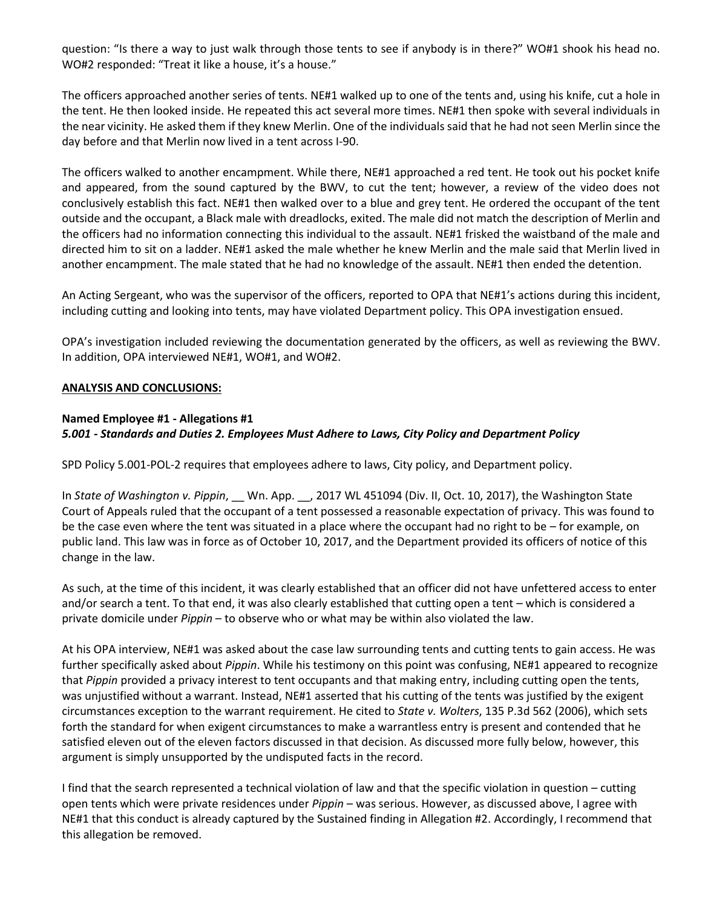question: "Is there a way to just walk through those tents to see if anybody is in there?" WO#1 shook his head no. WO#2 responded: "Treat it like a house, it's a house."

The officers approached another series of tents. NE#1 walked up to one of the tents and, using his knife, cut a hole in the tent. He then looked inside. He repeated this act several more times. NE#1 then spoke with several individuals in the near vicinity. He asked them if they knew Merlin. One of the individuals said that he had not seen Merlin since the day before and that Merlin now lived in a tent across I-90.

The officers walked to another encampment. While there, NE#1 approached a red tent. He took out his pocket knife and appeared, from the sound captured by the BWV, to cut the tent; however, a review of the video does not conclusively establish this fact. NE#1 then walked over to a blue and grey tent. He ordered the occupant of the tent outside and the occupant, a Black male with dreadlocks, exited. The male did not match the description of Merlin and the officers had no information connecting this individual to the assault. NE#1 frisked the waistband of the male and directed him to sit on a ladder. NE#1 asked the male whether he knew Merlin and the male said that Merlin lived in another encampment. The male stated that he had no knowledge of the assault. NE#1 then ended the detention.

An Acting Sergeant, who was the supervisor of the officers, reported to OPA that NE#1's actions during this incident, including cutting and looking into tents, may have violated Department policy. This OPA investigation ensued.

OPA's investigation included reviewing the documentation generated by the officers, as well as reviewing the BWV. In addition, OPA interviewed NE#1, WO#1, and WO#2.

**ANALYSIS AND CONCLUSIONS:**

**Named Employee #1 - Allegations #1**
***5.001 - Standards and Duties 2. Employees Must Adhere to Laws, City Policy and Department Policy***

SPD Policy 5.001-POL-2 requires that employees adhere to laws, City policy, and Department policy.

In *State of Washington v. Pippin*, __ Wn. App. __, 2017 WL 451094 (Div. II, Oct. 10, 2017), the Washington State Court of Appeals ruled that the occupant of a tent possessed a reasonable expectation of privacy. This was found to be the case even where the tent was situated in a place where the occupant had no right to be – for example, on public land. This law was in force as of October 10, 2017, and the Department provided its officers of notice of this change in the law.

As such, at the time of this incident, it was clearly established that an officer did not have unfettered access to enter and/or search a tent. To that end, it was also clearly established that cutting open a tent – which is considered a private domicile under *Pippin* – to observe who or what may be within also violated the law.

At his OPA interview, NE#1 was asked about the case law surrounding tents and cutting tents to gain access. He was further specifically asked about *Pippin*. While his testimony on this point was confusing, NE#1 appeared to recognize that *Pippin* provided a privacy interest to tent occupants and that making entry, including cutting open the tents, was unjustified without a warrant. Instead, NE#1 asserted that his cutting of the tents was justified by the exigent circumstances exception to the warrant requirement. He cited to *State v. Wolters*, 135 P.3d 562 (2006), which sets forth the standard for when exigent circumstances to make a warrantless entry is present and contended that he satisfied eleven out of the eleven factors discussed in that decision. As discussed more fully below, however, this argument is simply unsupported by the undisputed facts in the record.

I find that the search represented a technical violation of law and that the specific violation in question – cutting open tents which were private residences under *Pippin* – was serious. However, as discussed above, I agree with NE#1 that this conduct is already captured by the Sustained finding in Allegation #2. Accordingly, I recommend that this allegation be removed.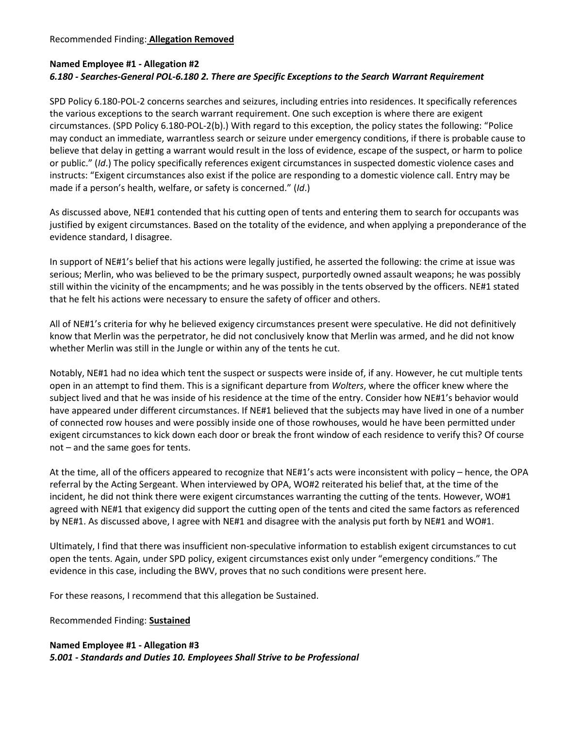Recommended Finding: **Allegation Removed**

**Named Employee #1 - Allegation #2**
***6.180 - Searches-General POL-6.180 2. There are Specific Exceptions to the Search Warrant Requirement***

SPD Policy 6.180-POL-2 concerns searches and seizures, including entries into residences. It specifically references the various exceptions to the search warrant requirement. One such exception is where there are exigent circumstances. (SPD Policy 6.180-POL-2(b).) With regard to this exception, the policy states the following: "Police may conduct an immediate, warrantless search or seizure under emergency conditions, if there is probable cause to believe that delay in getting a warrant would result in the loss of evidence, escape of the suspect, or harm to police or public." (*Id*.) The policy specifically references exigent circumstances in suspected domestic violence cases and instructs: "Exigent circumstances also exist if the police are responding to a domestic violence call. Entry may be made if a person's health, welfare, or safety is concerned." (*Id*.)

As discussed above, NE#1 contended that his cutting open of tents and entering them to search for occupants was justified by exigent circumstances. Based on the totality of the evidence, and when applying a preponderance of the evidence standard, I disagree.

In support of NE#1's belief that his actions were legally justified, he asserted the following: the crime at issue was serious; Merlin, who was believed to be the primary suspect, purportedly owned assault weapons; he was possibly still within the vicinity of the encampments; and he was possibly in the tents observed by the officers. NE#1 stated that he felt his actions were necessary to ensure the safety of officer and others.

All of NE#1's criteria for why he believed exigency circumstances present were speculative. He did not definitively know that Merlin was the perpetrator, he did not conclusively know that Merlin was armed, and he did not know whether Merlin was still in the Jungle or within any of the tents he cut.

Notably, NE#1 had no idea which tent the suspect or suspects were inside of, if any. However, he cut multiple tents open in an attempt to find them. This is a significant departure from *Wolters*, where the officer knew where the subject lived and that he was inside of his residence at the time of the entry. Consider how NE#1's behavior would have appeared under different circumstances. If NE#1 believed that the subjects may have lived in one of a number of connected row houses and were possibly inside one of those rowhouses, would he have been permitted under exigent circumstances to kick down each door or break the front window of each residence to verify this? Of course not – and the same goes for tents.

At the time, all of the officers appeared to recognize that NE#1's acts were inconsistent with policy – hence, the OPA referral by the Acting Sergeant. When interviewed by OPA, WO#2 reiterated his belief that, at the time of the incident, he did not think there were exigent circumstances warranting the cutting of the tents. However, WO#1 agreed with NE#1 that exigency did support the cutting open of the tents and cited the same factors as referenced by NE#1. As discussed above, I agree with NE#1 and disagree with the analysis put forth by NE#1 and WO#1.

Ultimately, I find that there was insufficient non-speculative information to establish exigent circumstances to cut open the tents. Again, under SPD policy, exigent circumstances exist only under "emergency conditions." The evidence in this case, including the BWV, proves that no such conditions were present here.

For these reasons, I recommend that this allegation be Sustained.

Recommended Finding: **Sustained**

**Named Employee #1 - Allegation #3**
***5.001 - Standards and Duties 10. Employees Shall Strive to be Professional***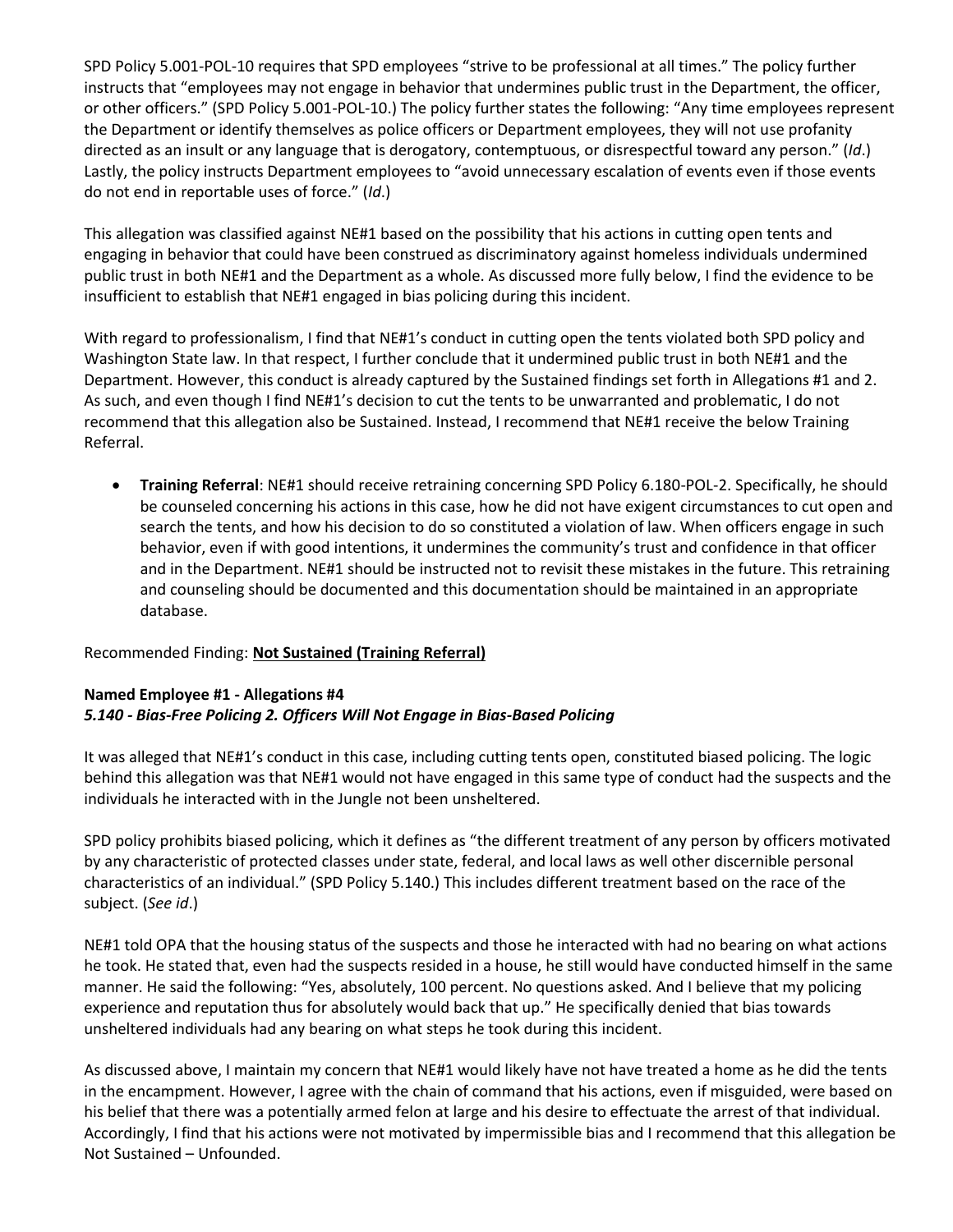SPD Policy 5.001-POL-10 requires that SPD employees "strive to be professional at all times." The policy further instructs that "employees may not engage in behavior that undermines public trust in the Department, the officer, or other officers." (SPD Policy 5.001-POL-10.) The policy further states the following: "Any time employees represent the Department or identify themselves as police officers or Department employees, they will not use profanity directed as an insult or any language that is derogatory, contemptuous, or disrespectful toward any person." (*Id*.) Lastly, the policy instructs Department employees to "avoid unnecessary escalation of events even if those events do not end in reportable uses of force." (*Id*.)

This allegation was classified against NE#1 based on the possibility that his actions in cutting open tents and engaging in behavior that could have been construed as discriminatory against homeless individuals undermined public trust in both NE#1 and the Department as a whole. As discussed more fully below, I find the evidence to be insufficient to establish that NE#1 engaged in bias policing during this incident.

With regard to professionalism, I find that NE#1's conduct in cutting open the tents violated both SPD policy and Washington State law. In that respect, I further conclude that it undermined public trust in both NE#1 and the Department. However, this conduct is already captured by the Sustained findings set forth in Allegations #1 and 2. As such, and even though I find NE#1's decision to cut the tents to be unwarranted and problematic, I do not recommend that this allegation also be Sustained. Instead, I recommend that NE#1 receive the below Training Referral.

- **Training Referral**: NE#1 should receive retraining concerning SPD Policy 6.180-POL-2. Specifically, he should be counseled concerning his actions in this case, how he did not have exigent circumstances to cut open and search the tents, and how his decision to do so constituted a violation of law. When officers engage in such behavior, even if with good intentions, it undermines the community's trust and confidence in that officer and in the Department. NE#1 should be instructed not to revisit these mistakes in the future. This retraining and counseling should be documented and this documentation should be maintained in an appropriate database.

Recommended Finding: **Not Sustained (Training Referral)**

**Named Employee #1 - Allegations #4**
***5.140 - Bias-Free Policing 2. Officers Will Not Engage in Bias-Based Policing***

It was alleged that NE#1's conduct in this case, including cutting tents open, constituted biased policing. The logic behind this allegation was that NE#1 would not have engaged in this same type of conduct had the suspects and the individuals he interacted with in the Jungle not been unsheltered.

SPD policy prohibits biased policing, which it defines as "the different treatment of any person by officers motivated by any characteristic of protected classes under state, federal, and local laws as well other discernible personal characteristics of an individual." (SPD Policy 5.140.) This includes different treatment based on the race of the subject. (*See id*.)

NE#1 told OPA that the housing status of the suspects and those he interacted with had no bearing on what actions he took. He stated that, even had the suspects resided in a house, he still would have conducted himself in the same manner. He said the following: "Yes, absolutely, 100 percent. No questions asked. And I believe that my policing experience and reputation thus for absolutely would back that up." He specifically denied that bias towards unsheltered individuals had any bearing on what steps he took during this incident.

As discussed above, I maintain my concern that NE#1 would likely have not have treated a home as he did the tents in the encampment. However, I agree with the chain of command that his actions, even if misguided, were based on his belief that there was a potentially armed felon at large and his desire to effectuate the arrest of that individual. Accordingly, I find that his actions were not motivated by impermissible bias and I recommend that this allegation be Not Sustained – Unfounded.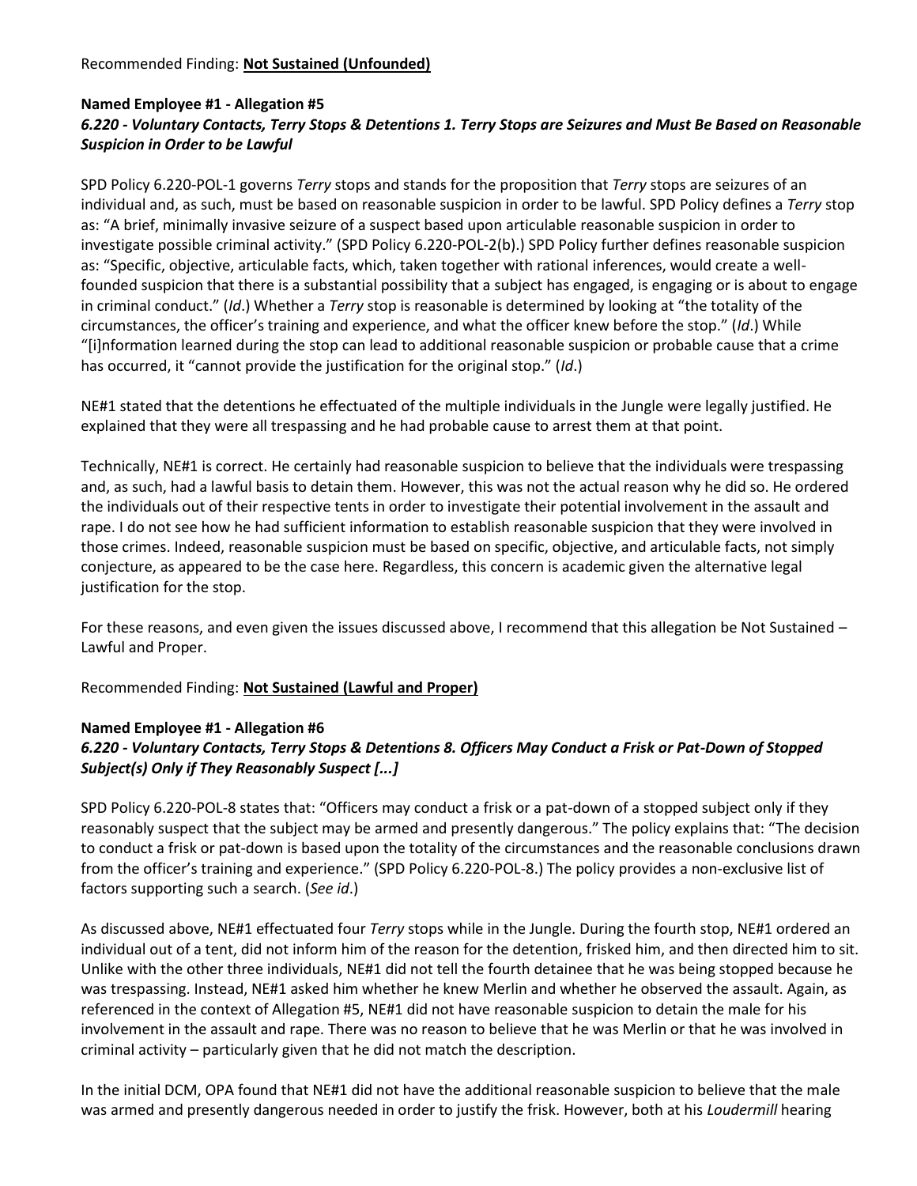Recommended Finding: **Not Sustained (Unfounded)**

**Named Employee #1 - Allegation #5**
***6.220 - Voluntary Contacts, Terry Stops & Detentions 1. Terry Stops are Seizures and Must Be Based on Reasonable Suspicion in Order to be Lawful***

SPD Policy 6.220-POL-1 governs *Terry* stops and stands for the proposition that *Terry* stops are seizures of an individual and, as such, must be based on reasonable suspicion in order to be lawful. SPD Policy defines a *Terry* stop as: "A brief, minimally invasive seizure of a suspect based upon articulable reasonable suspicion in order to investigate possible criminal activity." (SPD Policy 6.220-POL-2(b).) SPD Policy further defines reasonable suspicion as: "Specific, objective, articulable facts, which, taken together with rational inferences, would create a well-founded suspicion that there is a substantial possibility that a subject has engaged, is engaging or is about to engage in criminal conduct." (*Id*.) Whether a *Terry* stop is reasonable is determined by looking at "the totality of the circumstances, the officer's training and experience, and what the officer knew before the stop." (*Id*.) While "[i]nformation learned during the stop can lead to additional reasonable suspicion or probable cause that a crime has occurred, it "cannot provide the justification for the original stop." (*Id*.)

NE#1 stated that the detentions he effectuated of the multiple individuals in the Jungle were legally justified. He explained that they were all trespassing and he had probable cause to arrest them at that point.

Technically, NE#1 is correct. He certainly had reasonable suspicion to believe that the individuals were trespassing and, as such, had a lawful basis to detain them. However, this was not the actual reason why he did so. He ordered the individuals out of their respective tents in order to investigate their potential involvement in the assault and rape. I do not see how he had sufficient information to establish reasonable suspicion that they were involved in those crimes. Indeed, reasonable suspicion must be based on specific, objective, and articulable facts, not simply conjecture, as appeared to be the case here. Regardless, this concern is academic given the alternative legal justification for the stop.

For these reasons, and even given the issues discussed above, I recommend that this allegation be Not Sustained – Lawful and Proper.

Recommended Finding: **Not Sustained (Lawful and Proper)**

**Named Employee #1 - Allegation #6**
***6.220 - Voluntary Contacts, Terry Stops & Detentions 8. Officers May Conduct a Frisk or Pat-Down of Stopped Subject(s) Only if They Reasonably Suspect [...]***

SPD Policy 6.220-POL-8 states that: "Officers may conduct a frisk or a pat-down of a stopped subject only if they reasonably suspect that the subject may be armed and presently dangerous." The policy explains that: "The decision to conduct a frisk or pat-down is based upon the totality of the circumstances and the reasonable conclusions drawn from the officer's training and experience." (SPD Policy 6.220-POL-8.) The policy provides a non-exclusive list of factors supporting such a search. (*See id*.)

As discussed above, NE#1 effectuated four *Terry* stops while in the Jungle. During the fourth stop, NE#1 ordered an individual out of a tent, did not inform him of the reason for the detention, frisked him, and then directed him to sit. Unlike with the other three individuals, NE#1 did not tell the fourth detainee that he was being stopped because he was trespassing. Instead, NE#1 asked him whether he knew Merlin and whether he observed the assault. Again, as referenced in the context of Allegation #5, NE#1 did not have reasonable suspicion to detain the male for his involvement in the assault and rape. There was no reason to believe that he was Merlin or that he was involved in criminal activity – particularly given that he did not match the description.

In the initial DCM, OPA found that NE#1 did not have the additional reasonable suspicion to believe that the male was armed and presently dangerous needed in order to justify the frisk. However, both at his *Loudermill* hearing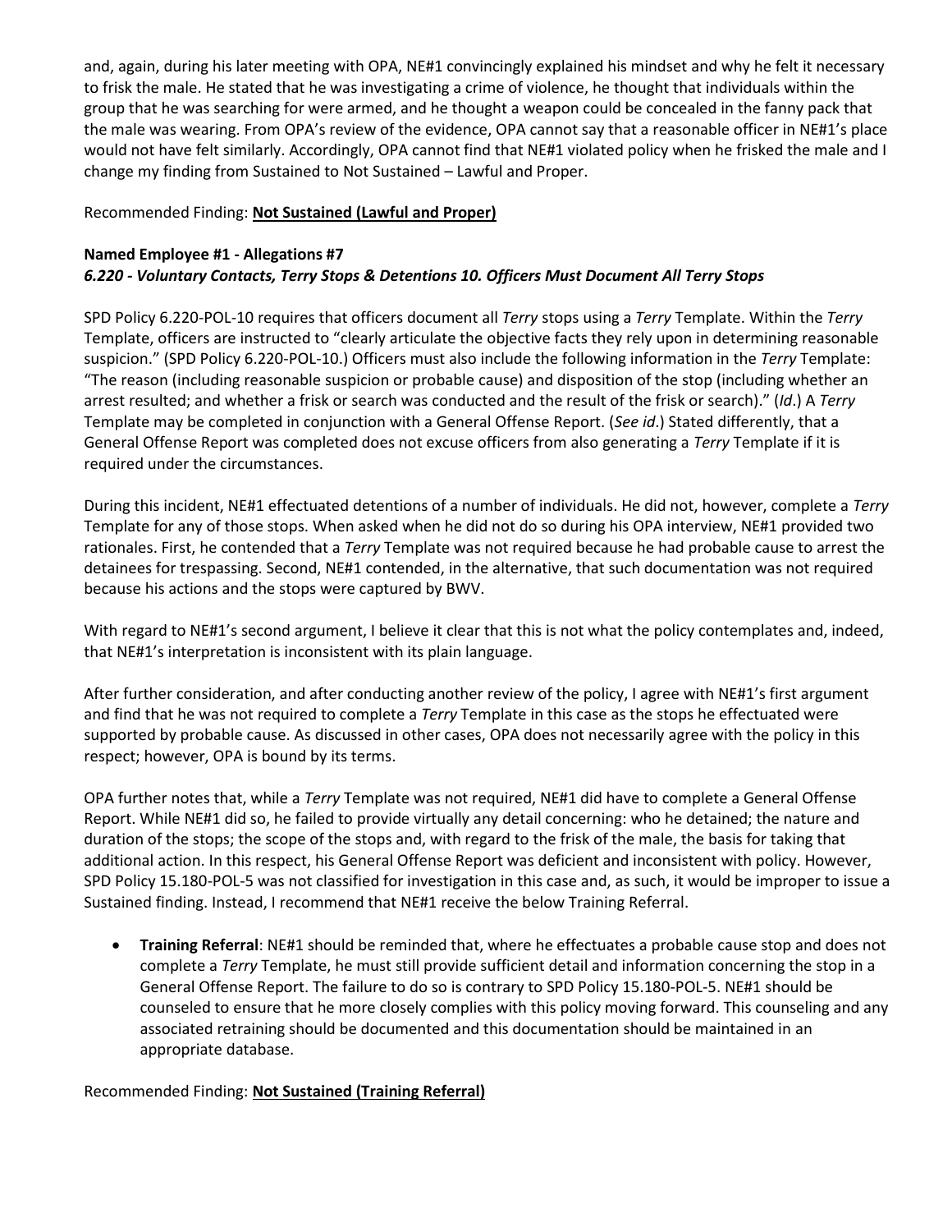and, again, during his later meeting with OPA, NE#1 convincingly explained his mindset and why he felt it necessary to frisk the male. He stated that he was investigating a crime of violence, he thought that individuals within the group that he was searching for were armed, and he thought a weapon could be concealed in the fanny pack that the male was wearing. From OPA's review of the evidence, OPA cannot say that a reasonable officer in NE#1's place would not have felt similarly. Accordingly, OPA cannot find that NE#1 violated policy when he frisked the male and I change my finding from Sustained to Not Sustained – Lawful and Proper.

Recommended Finding: **Not Sustained (Lawful and Proper)**

**Named Employee #1 - Allegations #7**
***6.220 - Voluntary Contacts, Terry Stops & Detentions 10. Officers Must Document All Terry Stops***

SPD Policy 6.220-POL-10 requires that officers document all *Terry* stops using a *Terry* Template. Within the *Terry* Template, officers are instructed to "clearly articulate the objective facts they rely upon in determining reasonable suspicion." (SPD Policy 6.220-POL-10.) Officers must also include the following information in the *Terry* Template: "The reason (including reasonable suspicion or probable cause) and disposition of the stop (including whether an arrest resulted; and whether a frisk or search was conducted and the result of the frisk or search)." (*Id*.) A *Terry* Template may be completed in conjunction with a General Offense Report. (*See id*.) Stated differently, that a General Offense Report was completed does not excuse officers from also generating a *Terry* Template if it is required under the circumstances.

During this incident, NE#1 effectuated detentions of a number of individuals. He did not, however, complete a *Terry* Template for any of those stops. When asked when he did not do so during his OPA interview, NE#1 provided two rationales. First, he contended that a *Terry* Template was not required because he had probable cause to arrest the detainees for trespassing. Second, NE#1 contended, in the alternative, that such documentation was not required because his actions and the stops were captured by BWV.

With regard to NE#1's second argument, I believe it clear that this is not what the policy contemplates and, indeed, that NE#1's interpretation is inconsistent with its plain language.

After further consideration, and after conducting another review of the policy, I agree with NE#1's first argument and find that he was not required to complete a *Terry* Template in this case as the stops he effectuated were supported by probable cause. As discussed in other cases, OPA does not necessarily agree with the policy in this respect; however, OPA is bound by its terms.

OPA further notes that, while a *Terry* Template was not required, NE#1 did have to complete a General Offense Report. While NE#1 did so, he failed to provide virtually any detail concerning: who he detained; the nature and duration of the stops; the scope of the stops and, with regard to the frisk of the male, the basis for taking that additional action. In this respect, his General Offense Report was deficient and inconsistent with policy. However, SPD Policy 15.180-POL-5 was not classified for investigation in this case and, as such, it would be improper to issue a Sustained finding. Instead, I recommend that NE#1 receive the below Training Referral.

- **Training Referral**: NE#1 should be reminded that, where he effectuates a probable cause stop and does not complete a *Terry* Template, he must still provide sufficient detail and information concerning the stop in a General Offense Report. The failure to do so is contrary to SPD Policy 15.180-POL-5. NE#1 should be counseled to ensure that he more closely complies with this policy moving forward. This counseling and any associated retraining should be documented and this documentation should be maintained in an appropriate database.

Recommended Finding: **Not Sustained (Training Referral)**